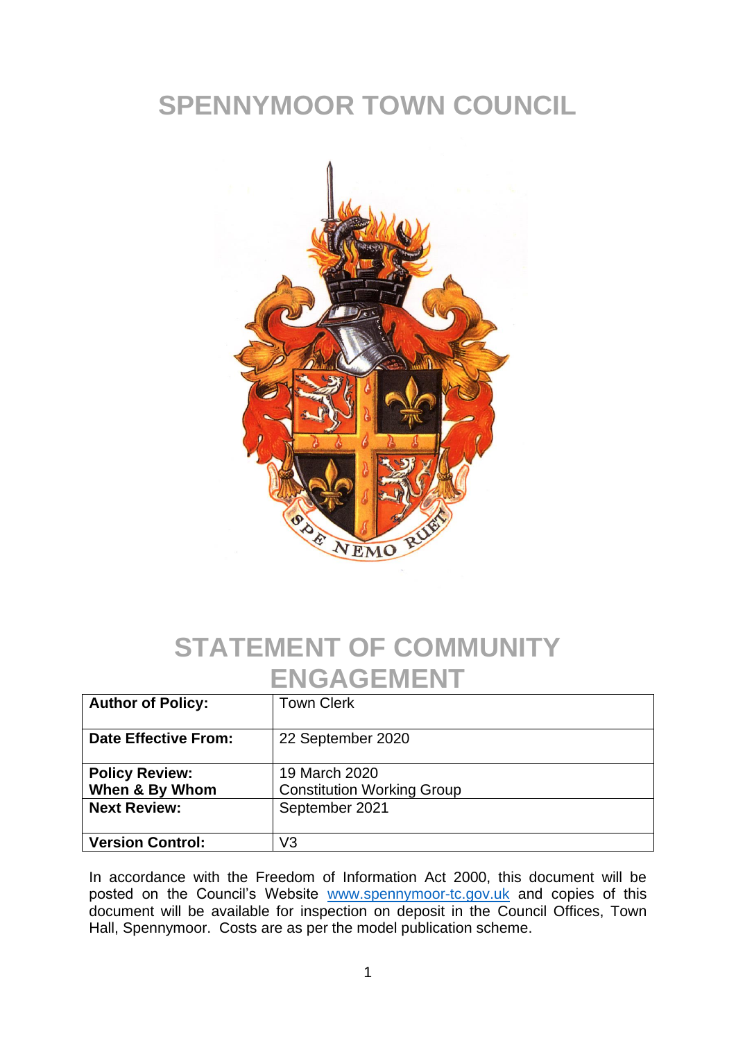# SPENNYMOOR TOWN COUNCIL

# STATEMENT OF COMMUNITY ENGAGEMENT

| | |
|---|---|
| **Author of Policy:** | Town Clerk |
| **Date Effective From:** | 22 September 2020 |
| **Policy Review: When & By Whom** | 19 March 2020<br>Constitution Working Group |
| **Next Review:** | September 2021 |
| **Version Control:** | V3 |

In accordance with the Freedom of Information Act 2000, this document will be posted on the Council's Website www.spennymoor-tc.gov.uk and copies of this document will be available for inspection on deposit in the Council Offices, Town Hall, Spennymoor. Costs are as per the model publication scheme.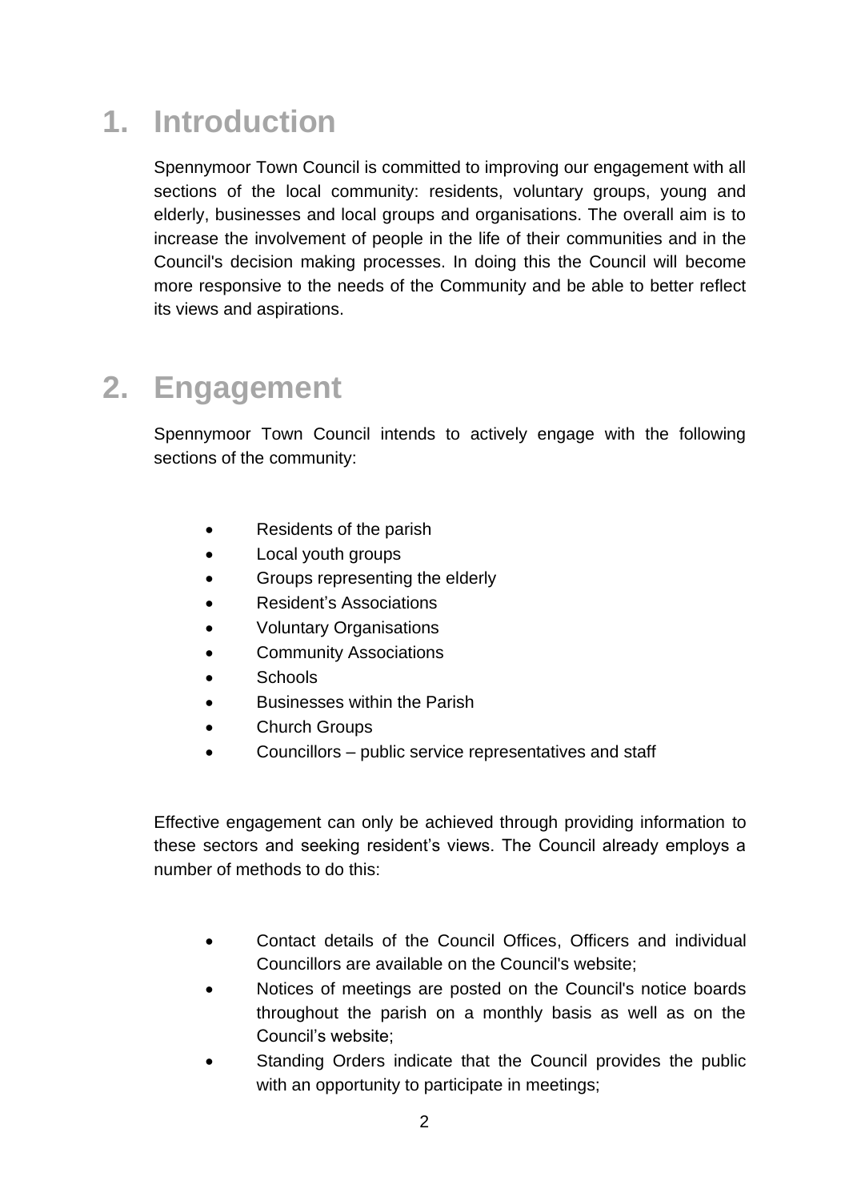# 1. Introduction

Spennymoor Town Council is committed to improving our engagement with all sections of the local community: residents, voluntary groups, young and elderly, businesses and local groups and organisations. The overall aim is to increase the involvement of people in the life of their communities and in the Council's decision making processes. In doing this the Council will become more responsive to the needs of the Community and be able to better reflect its views and aspirations.

# 2. Engagement

Spennymoor Town Council intends to actively engage with the following sections of the community:

- Residents of the parish
- Local youth groups
- Groups representing the elderly
- Resident's Associations
- Voluntary Organisations
- Community Associations
- Schools
- Businesses within the Parish
- Church Groups
- Councillors – public service representatives and staff

Effective engagement can only be achieved through providing information to these sectors and seeking resident's views. The Council already employs a number of methods to do this:

- Contact details of the Council Offices, Officers and individual Councillors are available on the Council's website;
- Notices of meetings are posted on the Council's notice boards throughout the parish on a monthly basis as well as on the Council's website;
- Standing Orders indicate that the Council provides the public with an opportunity to participate in meetings;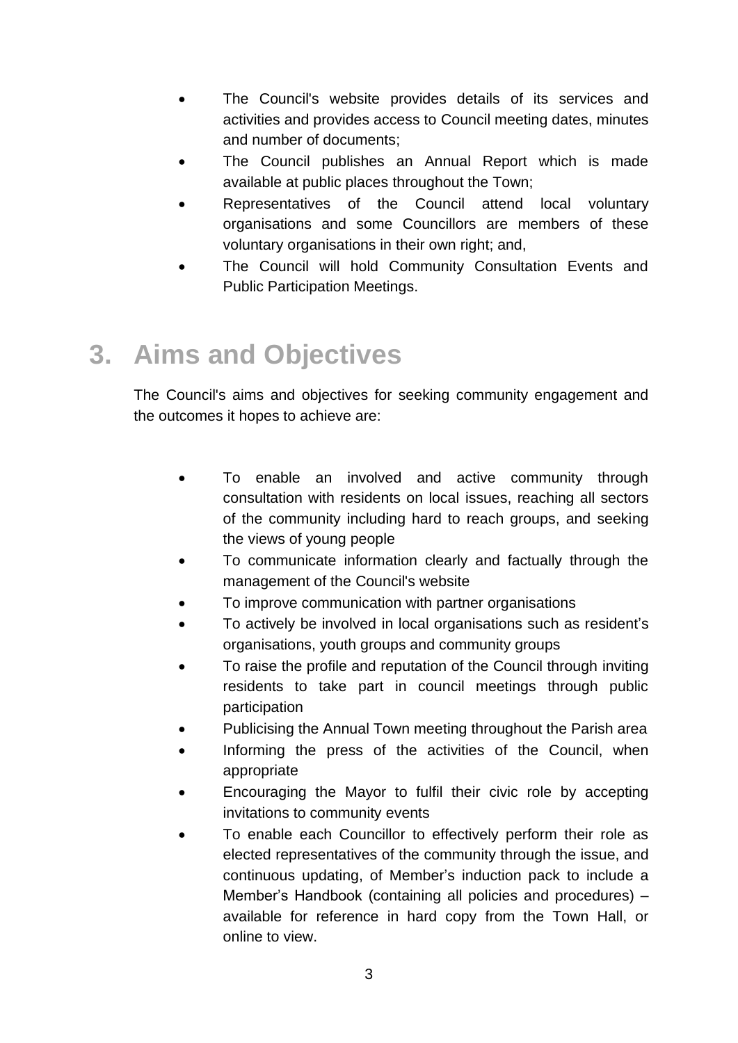- The Council's website provides details of its services and activities and provides access to Council meeting dates, minutes and number of documents;
- The Council publishes an Annual Report which is made available at public places throughout the Town;
- Representatives of the Council attend local voluntary organisations and some Councillors are members of these voluntary organisations in their own right; and,
- The Council will hold Community Consultation Events and Public Participation Meetings.

# 3. Aims and Objectives

The Council's aims and objectives for seeking community engagement and the outcomes it hopes to achieve are:

- To enable an involved and active community through consultation with residents on local issues, reaching all sectors of the community including hard to reach groups, and seeking the views of young people
- To communicate information clearly and factually through the management of the Council's website
- To improve communication with partner organisations
- To actively be involved in local organisations such as resident's organisations, youth groups and community groups
- To raise the profile and reputation of the Council through inviting residents to take part in council meetings through public participation
- Publicising the Annual Town meeting throughout the Parish area
- Informing the press of the activities of the Council, when appropriate
- Encouraging the Mayor to fulfil their civic role by accepting invitations to community events
- To enable each Councillor to effectively perform their role as elected representatives of the community through the issue, and continuous updating, of Member's induction pack to include a Member's Handbook (containing all policies and procedures) – available for reference in hard copy from the Town Hall, or online to view.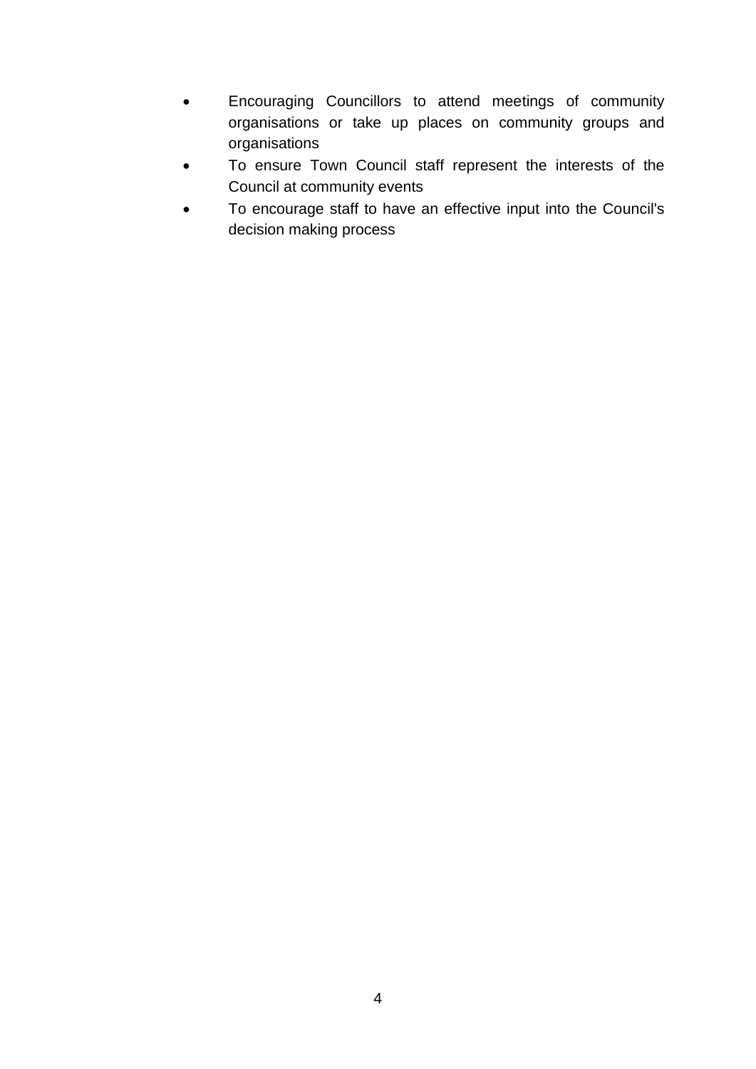- Encouraging Councillors to attend meetings of community organisations or take up places on community groups and organisations
- To ensure Town Council staff represent the interests of the Council at community events
- To encourage staff to have an effective input into the Council's decision making process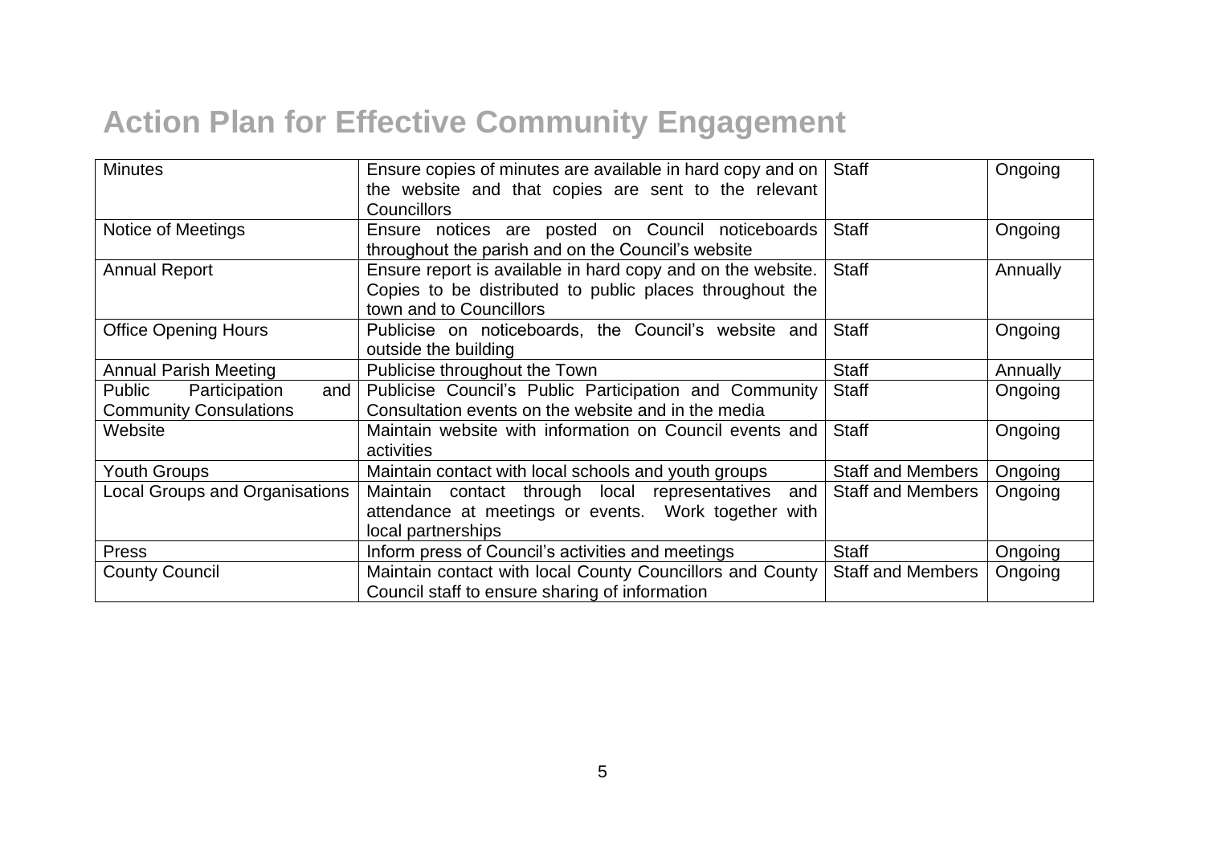# Action Plan for Effective Community Engagement

| | | | |
|---|---|---|---|
| Minutes | Ensure copies of minutes are available in hard copy and on the website and that copies are sent to the relevant Councillors | Staff | Ongoing |
| Notice of Meetings | Ensure notices are posted on Council noticeboards throughout the parish and on the Council's website | Staff | Ongoing |
| Annual Report | Ensure report is available in hard copy and on the website. Copies to be distributed to public places throughout the town and to Councillors | Staff | Annually |
| Office Opening Hours | Publicise on noticeboards, the Council's website and outside the building | Staff | Ongoing |
| Annual Parish Meeting | Publicise throughout the Town | Staff | Annually |
| Public Participation and Community Consulations | Publicise Council's Public Participation and Community Consultation events on the website and in the media | Staff | Ongoing |
| Website | Maintain website with information on Council events and activities | Staff | Ongoing |
| Youth Groups | Maintain contact with local schools and youth groups | Staff and Members | Ongoing |
| Local Groups and Organisations | Maintain contact through local representatives and attendance at meetings or events. Work together with local partnerships | Staff and Members | Ongoing |
| Press | Inform press of Council's activities and meetings | Staff | Ongoing |
| County Council | Maintain contact with local County Councillors and County Council staff to ensure sharing of information | Staff and Members | Ongoing |